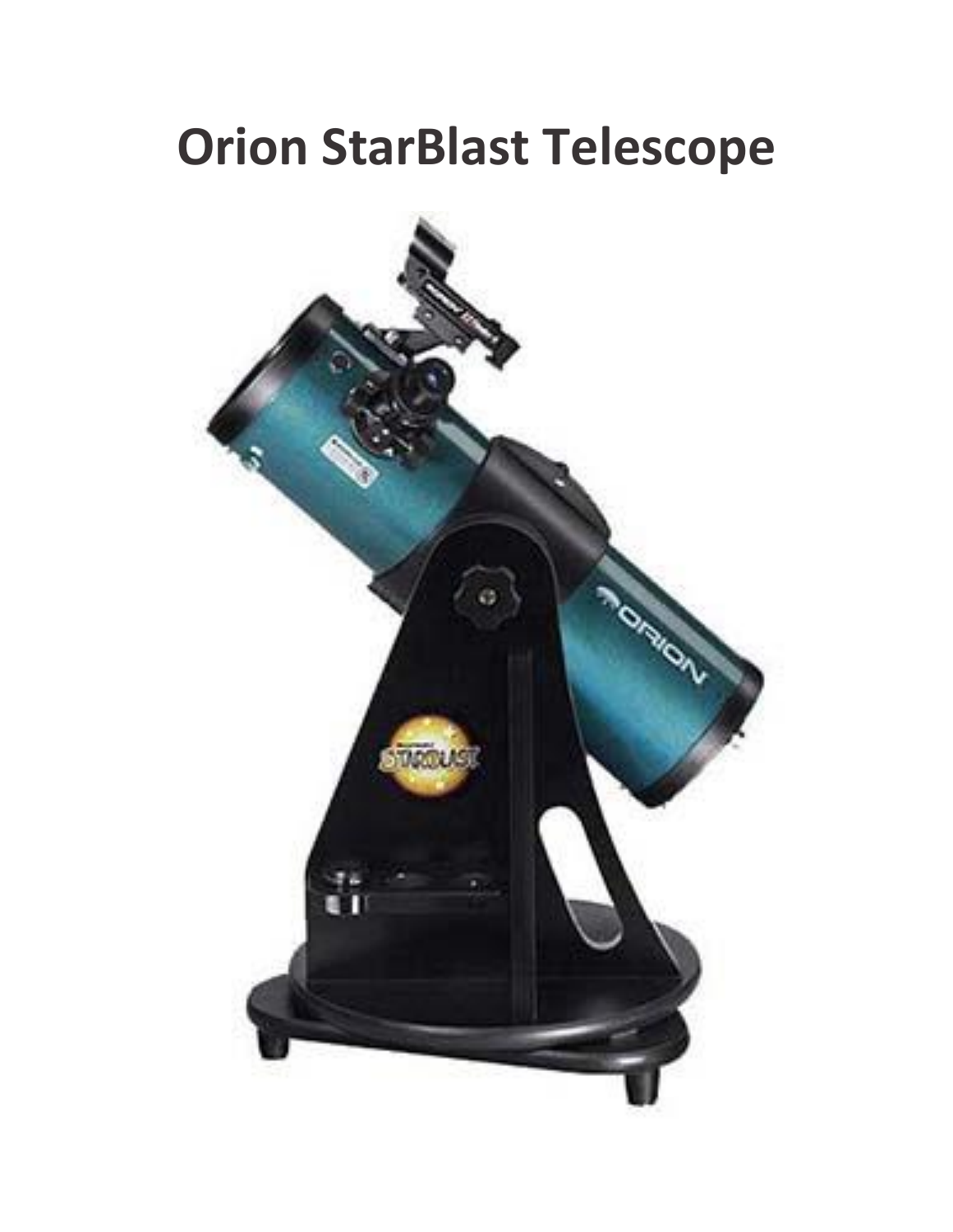# Orion StarBlast Telescope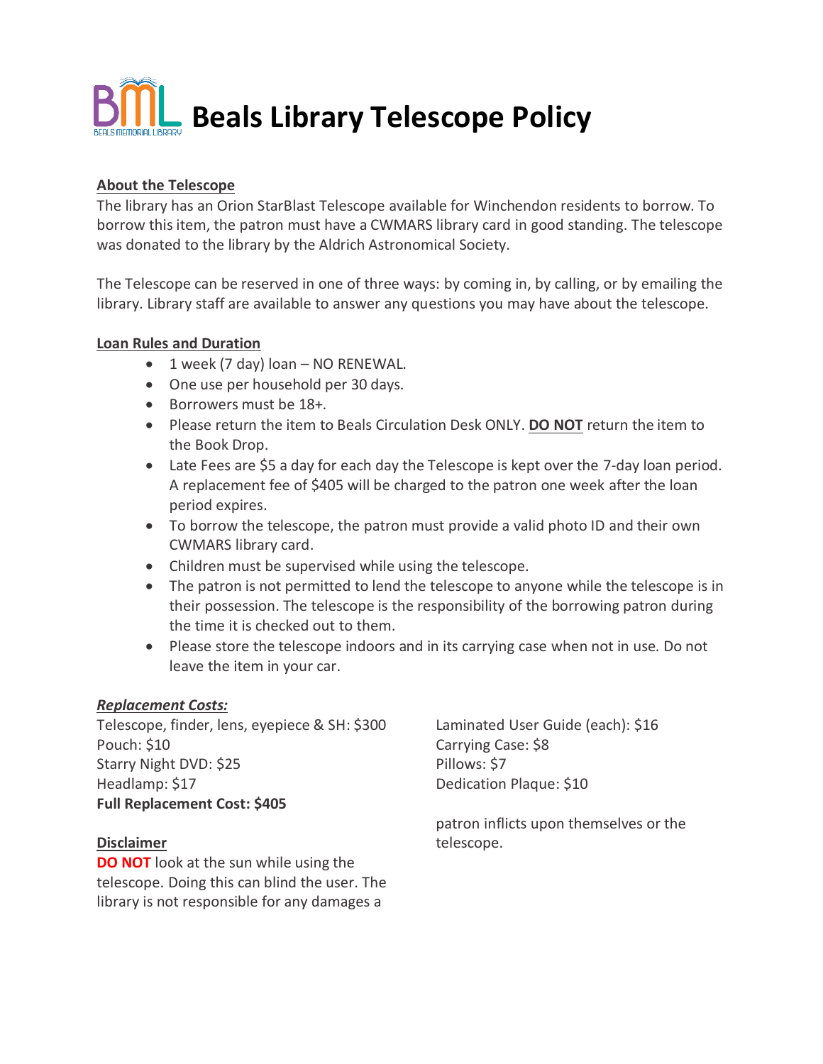# Beals Library Telescope Policy

**About the Telescope**

The library has an Orion StarBlast Telescope available for Winchendon residents to borrow. To borrow this item, the patron must have a CWMARS library card in good standing. The telescope was donated to the library by the Aldrich Astronomical Society.

The Telescope can be reserved in one of three ways: by coming in, by calling, or by emailing the library. Library staff are available to answer any questions you may have about the telescope.

**Loan Rules and Duration**

- 1 week (7 day) loan – NO RENEWAL.
- One use per household per 30 days.
- Borrowers must be 18+.
- Please return the item to Beals Circulation Desk ONLY. **DO NOT** return the item to the Book Drop.
- Late Fees are $5 a day for each day the Telescope is kept over the 7-day loan period. A replacement fee of $405 will be charged to the patron one week after the loan period expires.
- To borrow the telescope, the patron must provide a valid photo ID and their own CWMARS library card.
- Children must be supervised while using the telescope.
- The patron is not permitted to lend the telescope to anyone while the telescope is in their possession. The telescope is the responsibility of the borrowing patron during the time it is checked out to them.
- Please store the telescope indoors and in its carrying case when not in use. Do not leave the item in your car.

***Replacement Costs:***

Telescope, finder, lens, eyepiece & SH: $300
Pouch: $10
Starry Night DVD: $25
Headlamp: $17
Laminated User Guide (each): $16
Carrying Case: $8
Pillows: $7
Dedication Plaque: $10
**Full Replacement Cost: $405**

**Disclaimer**

**DO NOT** look at the sun while using the telescope. Doing this can blind the user. The library is not responsible for any damages a patron inflicts upon themselves or the telescope.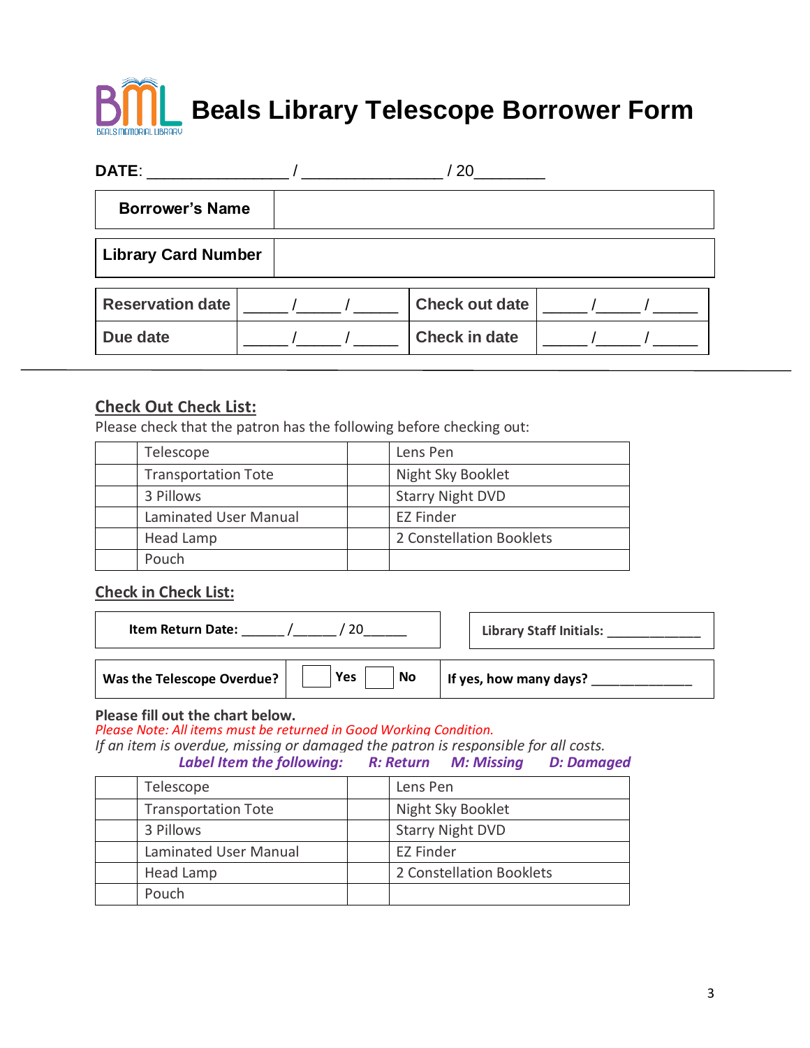# Beals Library Telescope Borrower Form

**DATE**: _______________ / _______________ / 20________

| **Borrower's Name** | |
|---|---|
| **Library Card Number** | |

| **Reservation date** | _____ /_____ / _____ | **Check out date** | _____ /_____ / _____ |
|---|---|---|---|
| **Due date** | _____ /_____ / _____ | **Check in date** | _____ /_____ / _____ |

---

## Check Out Check List:

Please check that the patron has the following before checking out:

| | Telescope | | Lens Pen |
|---|---|---|---|
| | Transportation Tote | | Night Sky Booklet |
| | 3 Pillows | | Starry Night DVD |
| | Laminated User Manual | | EZ Finder |
| | Head Lamp | | 2 Constellation Booklets |
| | Pouch | | |

## Check in Check List:

| **Item Return Date:** _____ /_____ / 20_____ | **Library Staff Initials:** ____________ |
|---|---|

| **Was the Telescope Overdue?** | ☐ **Yes** ☐ **No** | **If yes, how many days?** ____________ |
|---|---|---|

**Please fill out the chart below.**

*Please Note: All items must be returned in Good Working Condition.*

*If an item is overdue, missing or damaged the patron is responsible for all costs.*

***Label Item the following: R: Return M: Missing D: Damaged***

| | Telescope | | Lens Pen |
|---|---|---|---|
| | Transportation Tote | | Night Sky Booklet |
| | 3 Pillows | | Starry Night DVD |
| | Laminated User Manual | | EZ Finder |
| | Head Lamp | | 2 Constellation Booklets |
| | Pouch | | |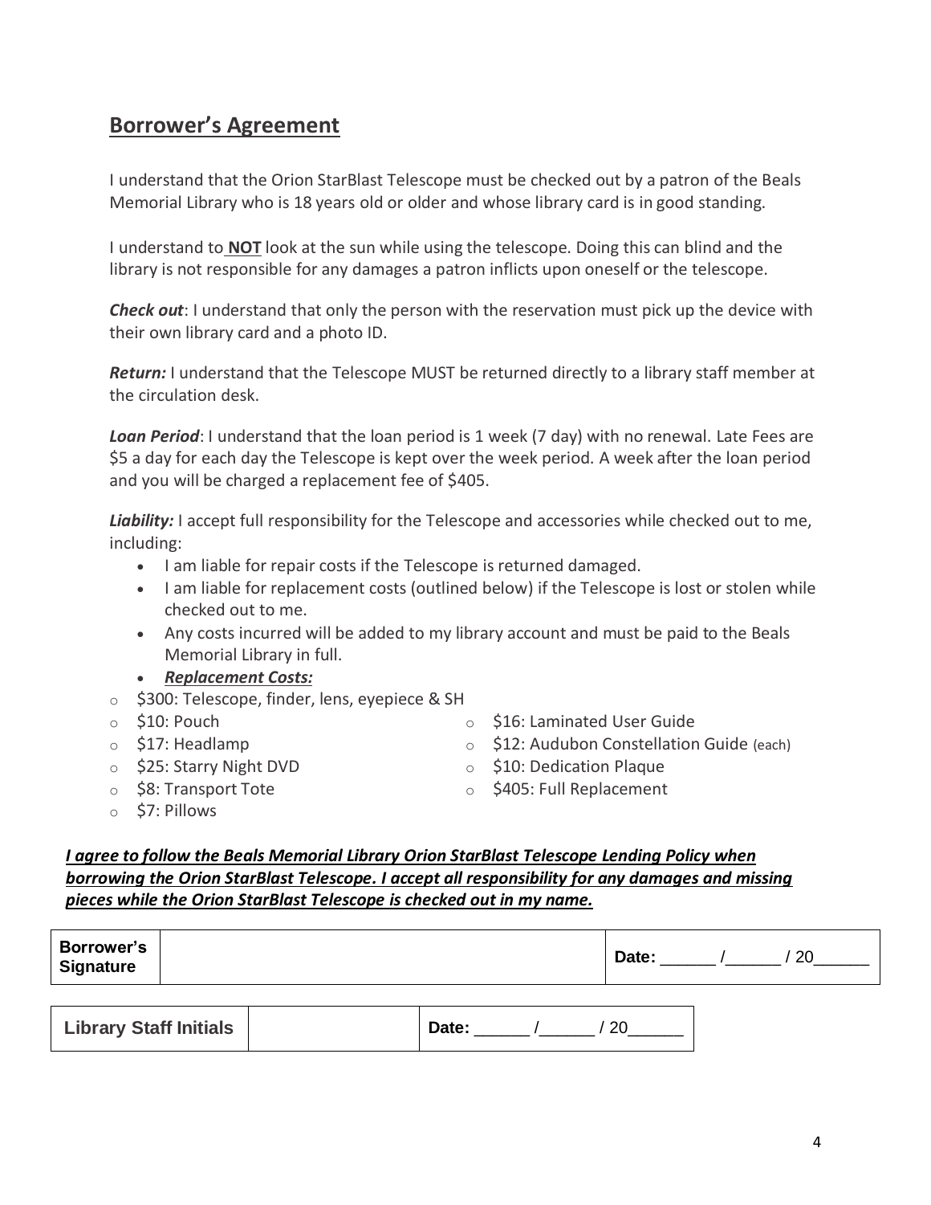## Borrower's Agreement

I understand that the Orion StarBlast Telescope must be checked out by a patron of the Beals Memorial Library who is 18 years old or older and whose library card is in good standing.

I understand to **NOT** look at the sun while using the telescope. Doing this can blind and the library is not responsible for any damages a patron inflicts upon oneself or the telescope.

***Check out***: I understand that only the person with the reservation must pick up the device with their own library card and a photo ID.

***Return:*** I understand that the Telescope MUST be returned directly to a library staff member at the circulation desk.

***Loan Period***: I understand that the loan period is 1 week (7 day) with no renewal. Late Fees are $5 a day for each day the Telescope is kept over the week period. A week after the loan period and you will be charged a replacement fee of $405.

***Liability:*** I accept full responsibility for the Telescope and accessories while checked out to me, including:

- I am liable for repair costs if the Telescope is returned damaged.
- I am liable for replacement costs (outlined below) if the Telescope is lost or stolen while checked out to me.
- Any costs incurred will be added to my library account and must be paid to the Beals Memorial Library in full.
- ***Replacement Costs:***
  - $300: Telescope, finder, lens, eyepiece & SH
  - $10: Pouch
  - $17: Headlamp
  - $25: Starry Night DVD
  - $8: Transport Tote
  - $7: Pillows
  - $16: Laminated User Guide
  - $12: Audubon Constellation Guide (each)
  - $10: Dedication Plaque
  - $405: Full Replacement

***I agree to follow the Beals Memorial Library Orion StarBlast Telescope Lending Policy when borrowing the Orion StarBlast Telescope. I accept all responsibility for any damages and missing pieces while the Orion StarBlast Telescope is checked out in my name.***

| | | |
|---|---|---|
| **Borrower's Signature** | | **Date:** ______ /______ / 20______ |

| | | |
|---|---|---|
| **Library Staff Initials** | | **Date:** ______ /______ / 20______ |